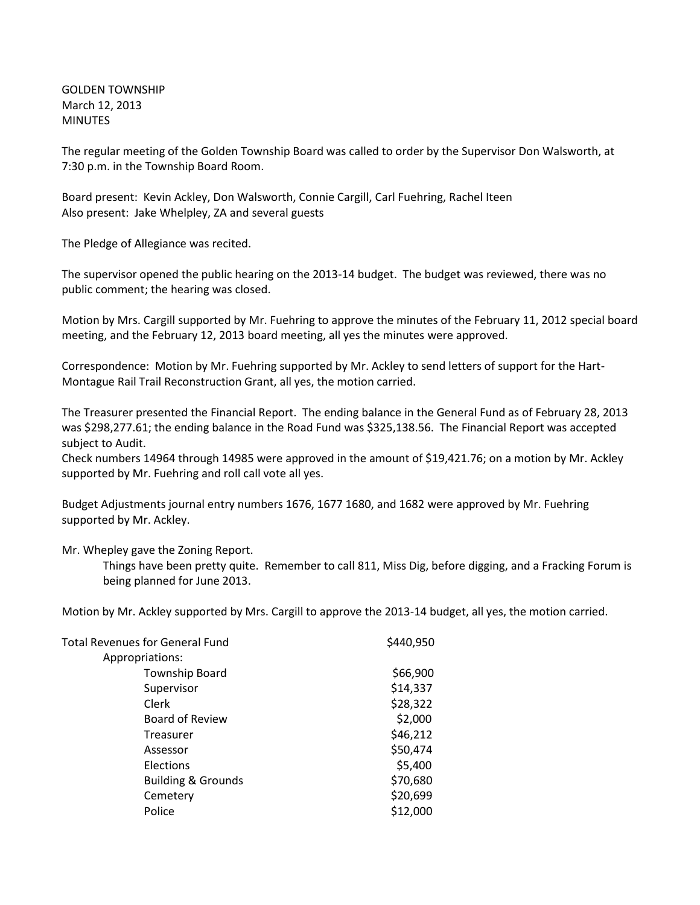GOLDEN TOWNSHIP
March 12, 2013
MINUTES

The regular meeting of the Golden Township Board was called to order by the Supervisor Don Walsworth, at 7:30 p.m. in the Township Board Room.

Board present: Kevin Ackley, Don Walsworth, Connie Cargill, Carl Fuehring, Rachel Iteen
Also present: Jake Whelpley, ZA and several guests

The Pledge of Allegiance was recited.

The supervisor opened the public hearing on the 2013-14 budget. The budget was reviewed, there was no public comment; the hearing was closed.

Motion by Mrs. Cargill supported by Mr. Fuehring to approve the minutes of the February 11, 2012 special board meeting, and the February 12, 2013 board meeting, all yes the minutes were approved.

Correspondence: Motion by Mr. Fuehring supported by Mr. Ackley to send letters of support for the Hart-Montague Rail Trail Reconstruction Grant, all yes, the motion carried.

The Treasurer presented the Financial Report. The ending balance in the General Fund as of February 28, 2013 was $298,277.61; the ending balance in the Road Fund was $325,138.56. The Financial Report was accepted subject to Audit.
Check numbers 14964 through 14985 were approved in the amount of $19,421.76; on a motion by Mr. Ackley supported by Mr. Fuehring and roll call vote all yes.

Budget Adjustments journal entry numbers 1676, 1677 1680, and 1682 were approved by Mr. Fuehring supported by Mr. Ackley.

Mr. Whepley gave the Zoning Report.

> Things have been pretty quite. Remember to call 811, Miss Dig, before digging, and a Fracking Forum is being planned for June 2013.

Motion by Mr. Ackley supported by Mrs. Cargill to approve the 2013-14 budget, all yes, the motion carried.

| | |
|---|---|
| Total Revenues for General Fund | $440,950 |
| Appropriations: | |
| Township Board | $66,900 |
| Supervisor | $14,337 |
| Clerk | $28,322 |
| Board of Review | $2,000 |
| Treasurer | $46,212 |
| Assessor | $50,474 |
| Elections | $5,400 |
| Building & Grounds | $70,680 |
| Cemetery | $20,699 |
| Police | $12,000 |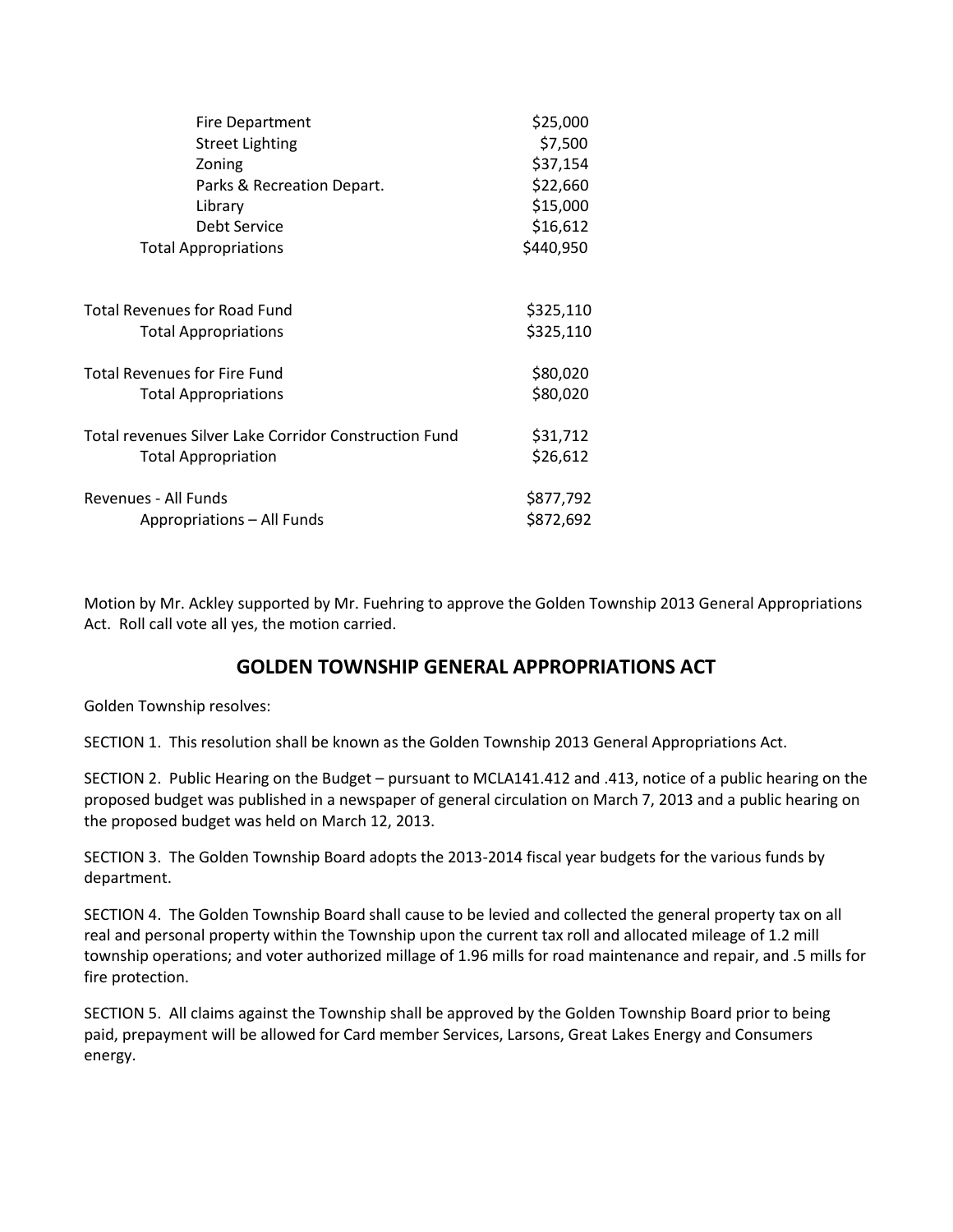| | |
|---|---|
| Fire Department | $25,000 |
| Street Lighting | $7,500 |
| Zoning | $37,154 |
| Parks & Recreation Depart. | $22,660 |
| Library | $15,000 |
| Debt Service | $16,612 |
| Total Appropriations | $440,950 |
| | |
| Total Revenues for Road Fund | $325,110 |
| Total Appropriations | $325,110 |
| | |
| Total Revenues for Fire Fund | $80,020 |
| Total Appropriations | $80,020 |
| | |
| Total revenues Silver Lake Corridor Construction Fund | $31,712 |
| Total Appropriation | $26,612 |
| | |
| Revenues - All Funds | $877,792 |
| Appropriations – All Funds | $872,692 |

Motion by Mr. Ackley supported by Mr. Fuehring to approve the Golden Township 2013 General Appropriations Act. Roll call vote all yes, the motion carried.

## GOLDEN TOWNSHIP GENERAL APPROPRIATIONS ACT

Golden Township resolves:

SECTION 1. This resolution shall be known as the Golden Township 2013 General Appropriations Act.

SECTION 2. Public Hearing on the Budget – pursuant to MCLA141.412 and .413, notice of a public hearing on the proposed budget was published in a newspaper of general circulation on March 7, 2013 and a public hearing on the proposed budget was held on March 12, 2013.

SECTION 3. The Golden Township Board adopts the 2013-2014 fiscal year budgets for the various funds by department.

SECTION 4. The Golden Township Board shall cause to be levied and collected the general property tax on all real and personal property within the Township upon the current tax roll and allocated mileage of 1.2 mill township operations; and voter authorized millage of 1.96 mills for road maintenance and repair, and .5 mills for fire protection.

SECTION 5. All claims against the Township shall be approved by the Golden Township Board prior to being paid, prepayment will be allowed for Card member Services, Larsons, Great Lakes Energy and Consumers energy.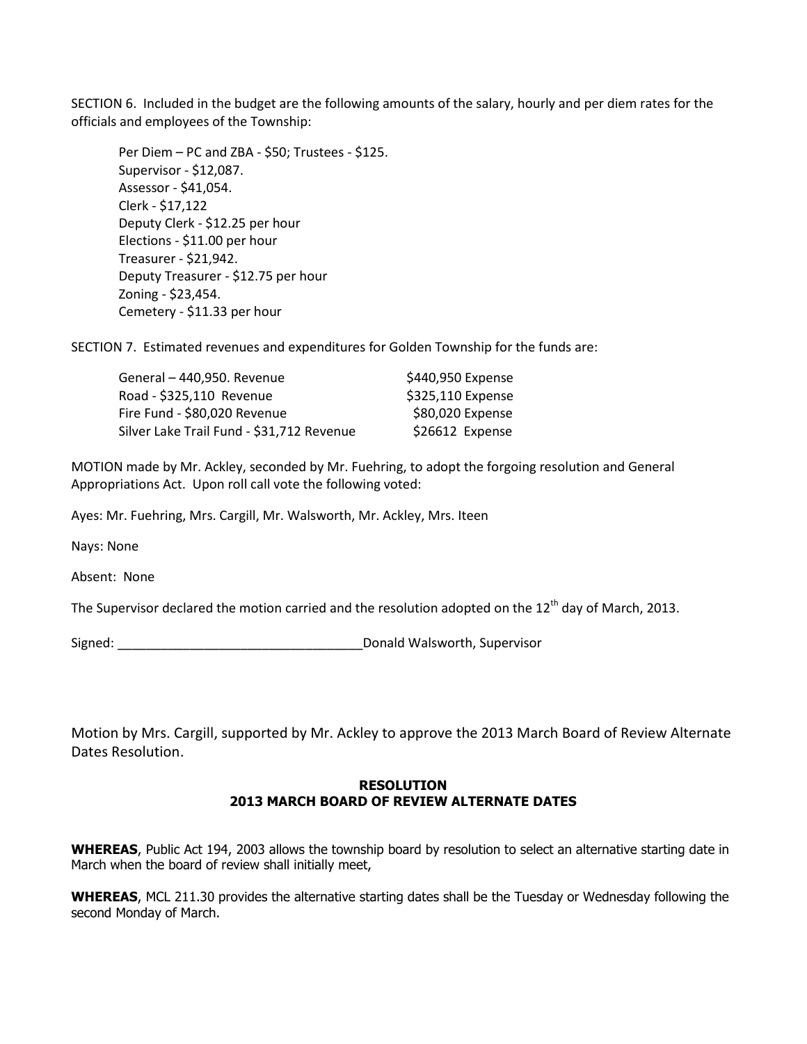SECTION 6. Included in the budget are the following amounts of the salary, hourly and per diem rates for the officials and employees of the Township:

Per Diem – PC and ZBA - $50; Trustees - $125.
Supervisor - $12,087.
Assessor - $41,054.
Clerk - $17,122
Deputy Clerk - $12.25 per hour
Elections - $11.00 per hour
Treasurer - $21,942.
Deputy Treasurer - $12.75 per hour
Zoning - $23,454.
Cemetery - $11.33 per hour

SECTION 7. Estimated revenues and expenditures for Golden Township for the funds are:

| | |
|---|---|
| General – 440,950. Revenue | $440,950 Expense |
| Road - $325,110 Revenue | $325,110 Expense |
| Fire Fund - $80,020 Revenue | $80,020 Expense |
| Silver Lake Trail Fund - $31,712 Revenue | $26612 Expense |

MOTION made by Mr. Ackley, seconded by Mr. Fuehring, to adopt the forgoing resolution and General Appropriations Act. Upon roll call vote the following voted:

Ayes: Mr. Fuehring, Mrs. Cargill, Mr. Walsworth, Mr. Ackley, Mrs. Iteen

Nays: None

Absent: None

The Supervisor declared the motion carried and the resolution adopted on the 12th day of March, 2013.

Signed: ___________________________________Donald Walsworth, Supervisor

Motion by Mrs. Cargill, supported by Mr. Ackley to approve the 2013 March Board of Review Alternate Dates Resolution.

**RESOLUTION**
**2013 MARCH BOARD OF REVIEW ALTERNATE DATES**

**WHEREAS**, Public Act 194, 2003 allows the township board by resolution to select an alternative starting date in March when the board of review shall initially meet,

**WHEREAS**, MCL 211.30 provides the alternative starting dates shall be the Tuesday or Wednesday following the second Monday of March.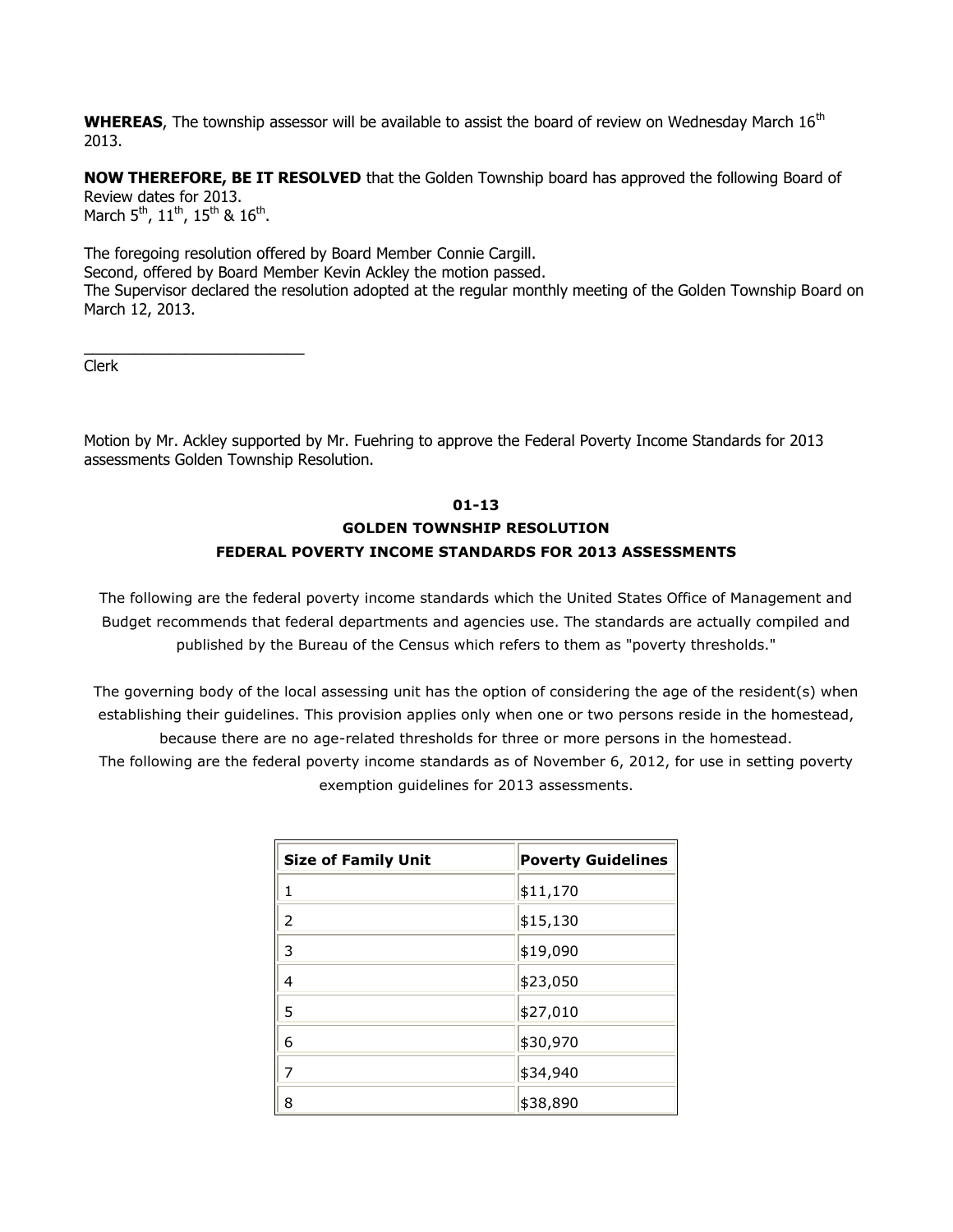**WHEREAS**, The township assessor will be available to assist the board of review on Wednesday March 16th 2013.

**NOW THEREFORE, BE IT RESOLVED** that the Golden Township board has approved the following Board of Review dates for 2013.
March 5th, 11th, 15th & 16th.

The foregoing resolution offered by Board Member Connie Cargill.
Second, offered by Board Member Kevin Ackley the motion passed.
The Supervisor declared the resolution adopted at the regular monthly meeting of the Golden Township Board on March 12, 2013.

___________________________
Clerk

Motion by Mr. Ackley supported by Mr. Fuehring to approve the Federal Poverty Income Standards for 2013 assessments Golden Township Resolution.

**01-13**

**GOLDEN TOWNSHIP RESOLUTION**

**FEDERAL POVERTY INCOME STANDARDS FOR 2013 ASSESSMENTS**

The following are the federal poverty income standards which the United States Office of Management and Budget recommends that federal departments and agencies use. The standards are actually compiled and published by the Bureau of the Census which refers to them as "poverty thresholds."

The governing body of the local assessing unit has the option of considering the age of the resident(s) when establishing their guidelines. This provision applies only when one or two persons reside in the homestead, because there are no age-related thresholds for three or more persons in the homestead.
The following are the federal poverty income standards as of November 6, 2012, for use in setting poverty exemption guidelines for 2013 assessments.

| Size of Family Unit | Poverty Guidelines |
|---|---|
| 1 | $11,170 |
| 2 | $15,130 |
| 3 | $19,090 |
| 4 | $23,050 |
| 5 | $27,010 |
| 6 | $30,970 |
| 7 | $34,940 |
| 8 | $38,890 |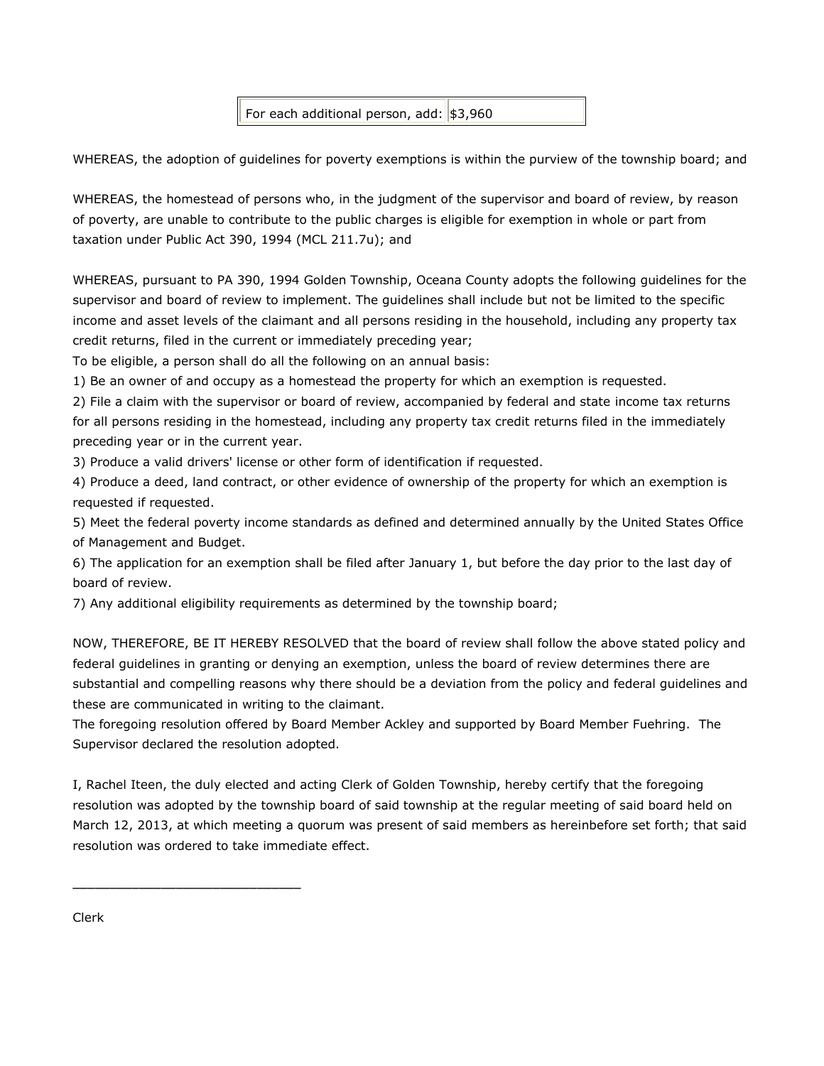| For each additional person, add: | $3,960 |
|---|---|

WHEREAS, the adoption of guidelines for poverty exemptions is within the purview of the township board; and

WHEREAS, the homestead of persons who, in the judgment of the supervisor and board of review, by reason of poverty, are unable to contribute to the public charges is eligible for exemption in whole or part from taxation under Public Act 390, 1994 (MCL 211.7u); and

WHEREAS, pursuant to PA 390, 1994 Golden Township, Oceana County adopts the following guidelines for the supervisor and board of review to implement. The guidelines shall include but not be limited to the specific income and asset levels of the claimant and all persons residing in the household, including any property tax credit returns, filed in the current or immediately preceding year;

To be eligible, a person shall do all the following on an annual basis:

1) Be an owner of and occupy as a homestead the property for which an exemption is requested.
2) File a claim with the supervisor or board of review, accompanied by federal and state income tax returns for all persons residing in the homestead, including any property tax credit returns filed in the immediately preceding year or in the current year.
3) Produce a valid drivers' license or other form of identification if requested.
4) Produce a deed, land contract, or other evidence of ownership of the property for which an exemption is requested if requested.
5) Meet the federal poverty income standards as defined and determined annually by the United States Office of Management and Budget.
6) The application for an exemption shall be filed after January 1, but before the day prior to the last day of board of review.
7) Any additional eligibility requirements as determined by the township board;

NOW, THEREFORE, BE IT HEREBY RESOLVED that the board of review shall follow the above stated policy and federal guidelines in granting or denying an exemption, unless the board of review determines there are substantial and compelling reasons why there should be a deviation from the policy and federal guidelines and these are communicated in writing to the claimant.

The foregoing resolution offered by Board Member Ackley and supported by Board Member Fuehring. The Supervisor declared the resolution adopted.

I, Rachel Iteen, the duly elected and acting Clerk of Golden Township, hereby certify that the foregoing resolution was adopted by the township board of said township at the regular meeting of said board held on March 12, 2013, at which meeting a quorum was present of said members as hereinbefore set forth; that said resolution was ordered to take immediate effect.

______________________________

Clerk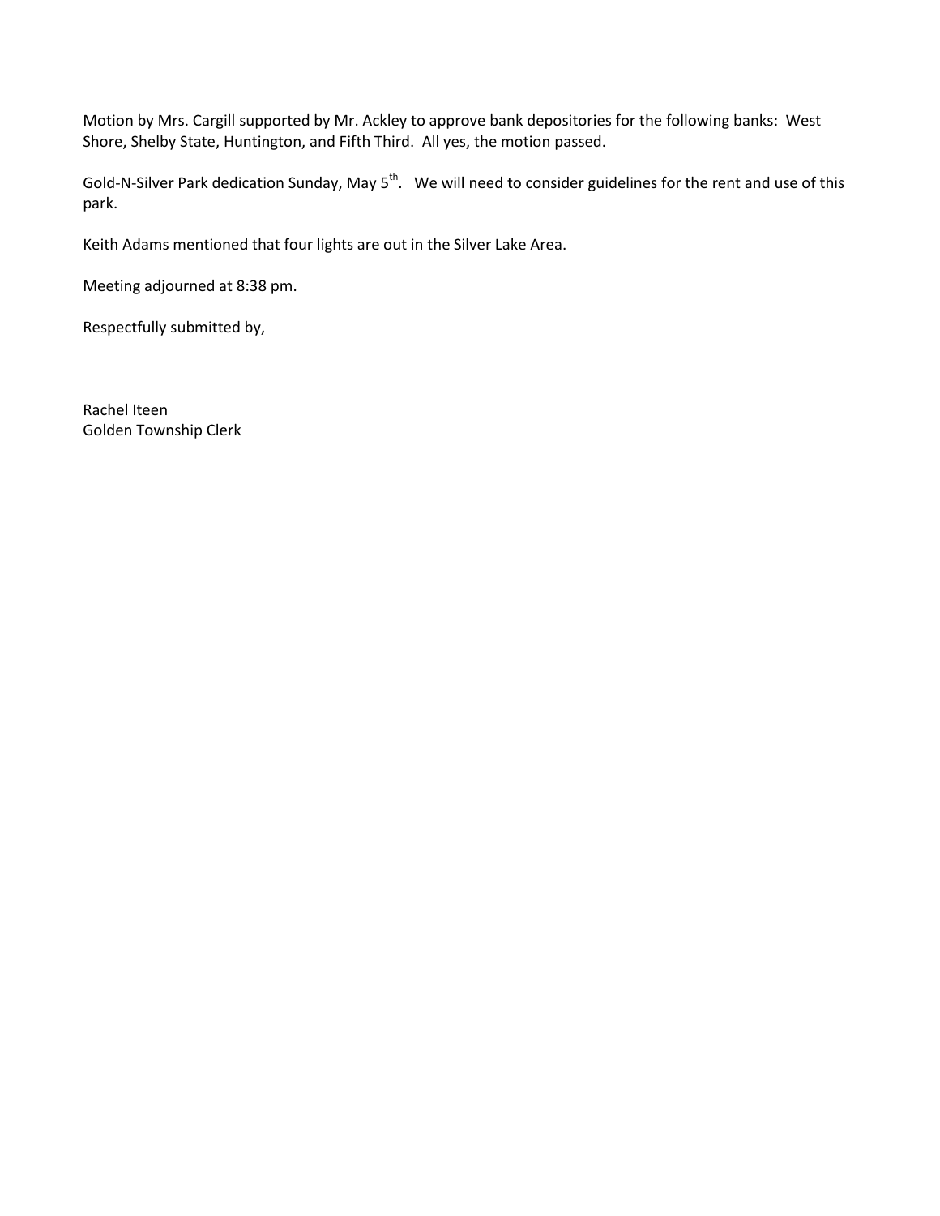Motion by Mrs. Cargill supported by Mr. Ackley to approve bank depositories for the following banks: West Shore, Shelby State, Huntington, and Fifth Third. All yes, the motion passed.

Gold-N-Silver Park dedication Sunday, May 5th. We will need to consider guidelines for the rent and use of this park.

Keith Adams mentioned that four lights are out in the Silver Lake Area.

Meeting adjourned at 8:38 pm.

Respectfully submitted by,

Rachel Iteen
Golden Township Clerk